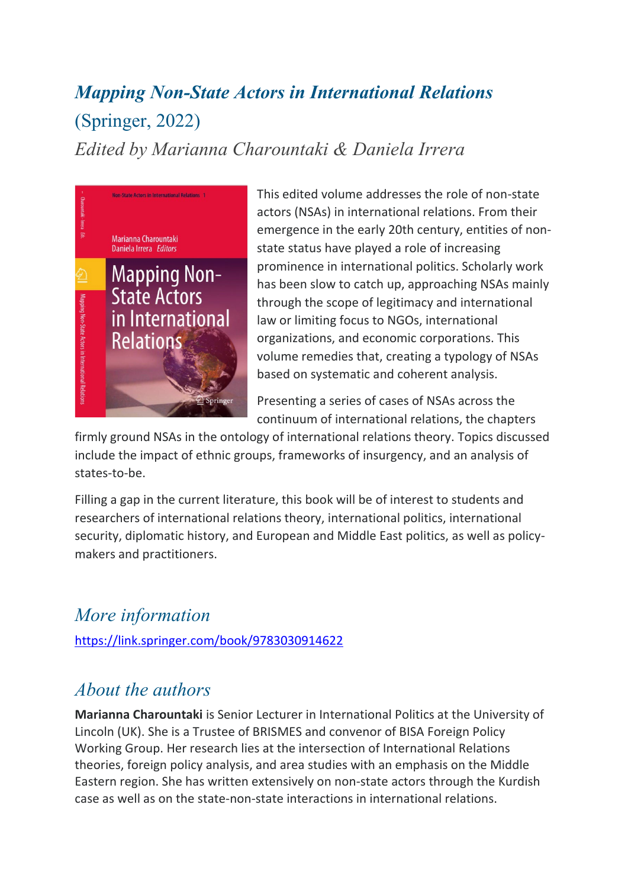# *Mapping Non-State Actors in International Relations*

(Springer, 2022)

*Edited by Marianna Charountaki & Daniela Irrera*

This edited volume addresses the role of non-state actors (NSAs) in international relations. From their emergence in the early 20th century, entities of non-state status have played a role of increasing prominence in international politics. Scholarly work has been slow to catch up, approaching NSAs mainly through the scope of legitimacy and international law or limiting focus to NGOs, international organizations, and economic corporations. This volume remedies that, creating a typology of NSAs based on systematic and coherent analysis.

Presenting a series of cases of NSAs across the continuum of international relations, the chapters firmly ground NSAs in the ontology of international relations theory. Topics discussed include the impact of ethnic groups, frameworks of insurgency, and an analysis of states-to-be.

Filling a gap in the current literature, this book will be of interest to students and researchers of international relations theory, international politics, international security, diplomatic history, and European and Middle East politics, as well as policy-makers and practitioners.

## *More information*

https://link.springer.com/book/9783030914622

## *About the authors*

**Marianna Charountaki** is Senior Lecturer in International Politics at the University of Lincoln (UK). She is a Trustee of BRISMES and convenor of BISA Foreign Policy Working Group. Her research lies at the intersection of International Relations theories, foreign policy analysis, and area studies with an emphasis on the Middle Eastern region. She has written extensively on non-state actors through the Kurdish case as well as on the state-non-state interactions in international relations.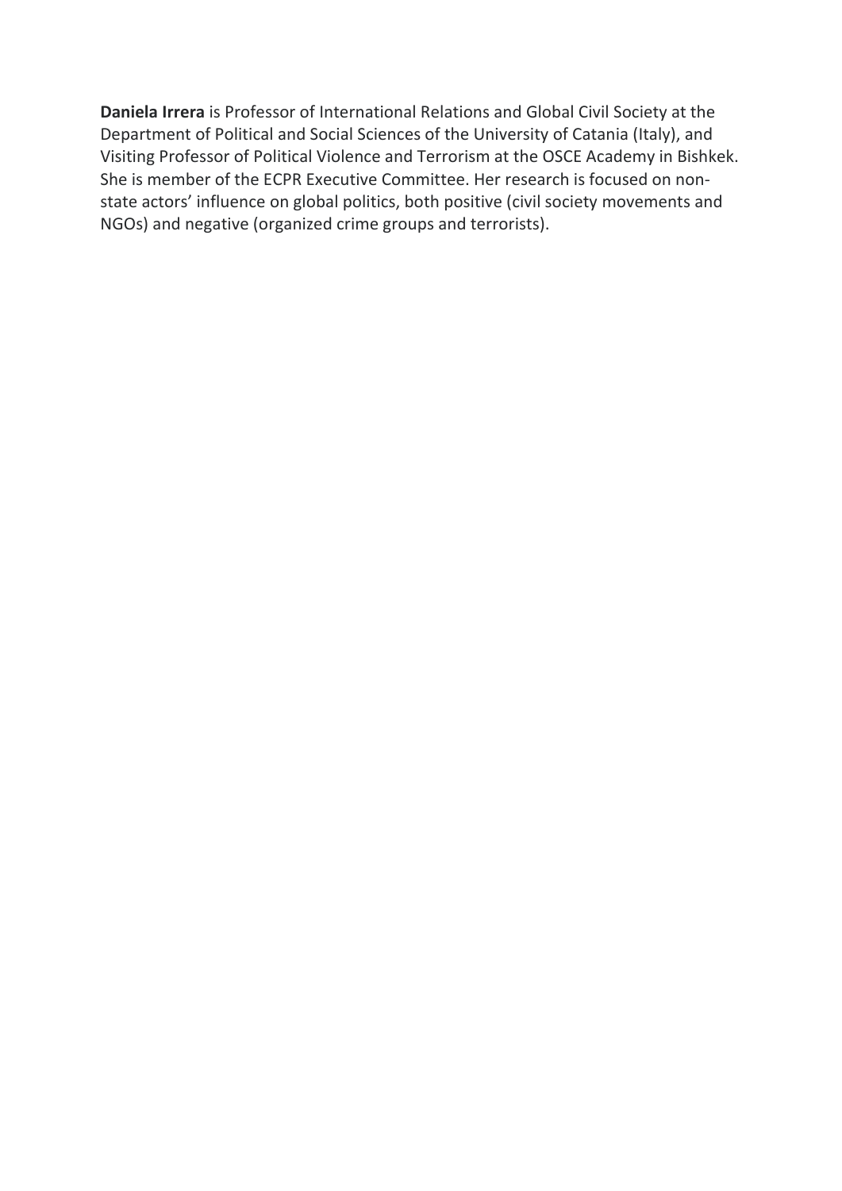**Daniela Irrera** is Professor of International Relations and Global Civil Society at the Department of Political and Social Sciences of the University of Catania (Italy), and Visiting Professor of Political Violence and Terrorism at the OSCE Academy in Bishkek. She is member of the ECPR Executive Committee. Her research is focused on non-state actors' influence on global politics, both positive (civil society movements and NGOs) and negative (organized crime groups and terrorists).